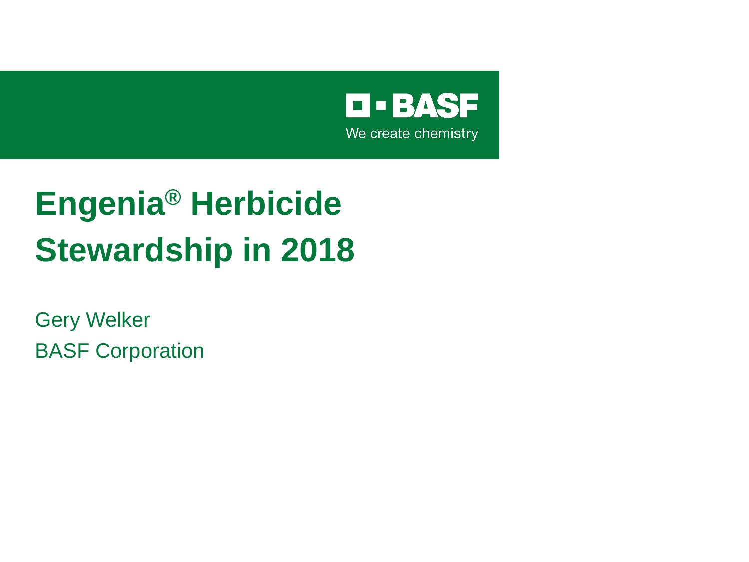BASF

We create chemistry

# Engenia® Herbicide Stewardship in 2018

Gery Welker

BASF Corporation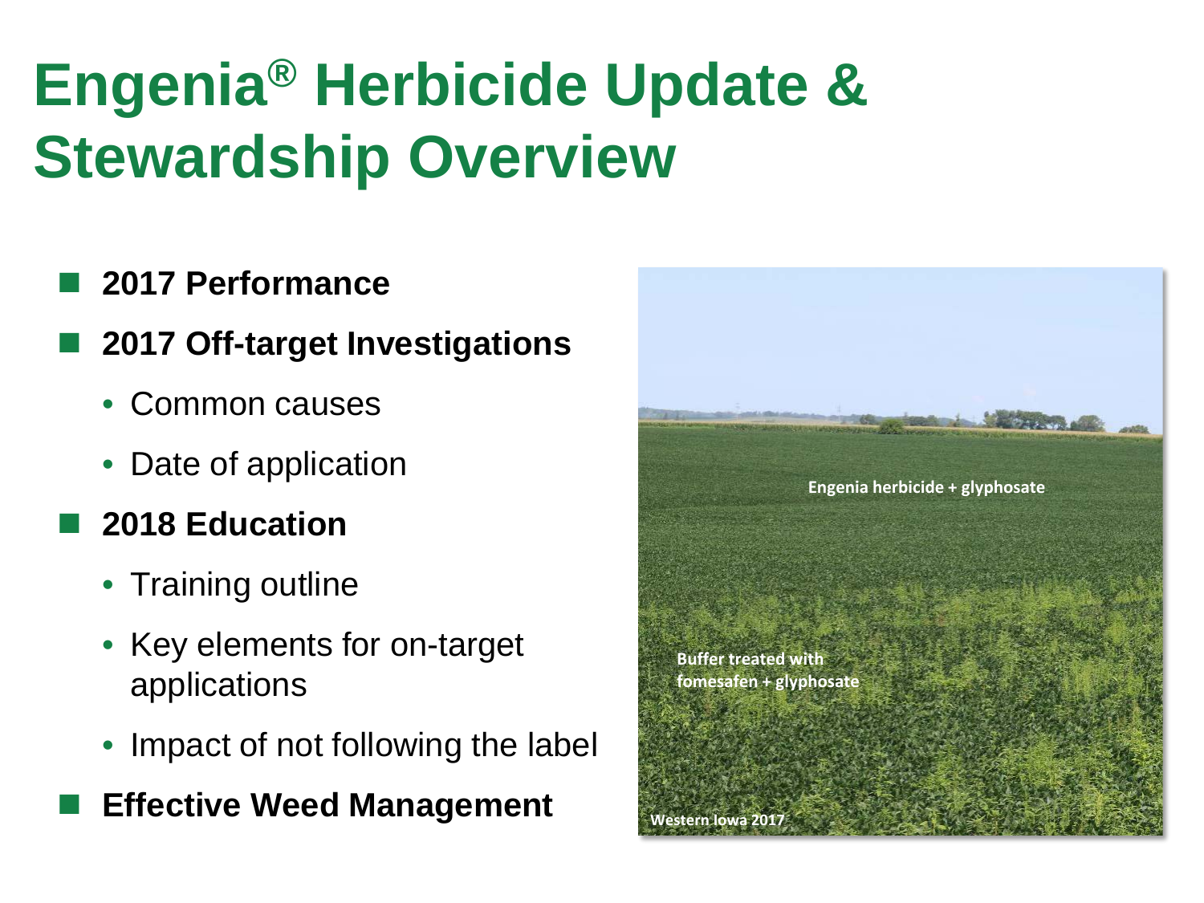# Engenia® Herbicide Update & Stewardship Overview

- **2017 Performance**
- **2017 Off-target Investigations**
  - Common causes
  - Date of application
- **2018 Education**
  - Training outline
  - Key elements for on-target applications
  - Impact of not following the label
- **Effective Weed Management**

Engenia herbicide + glyphosate

Buffer treated with fomesafen + glyphosate

Western Iowa 2017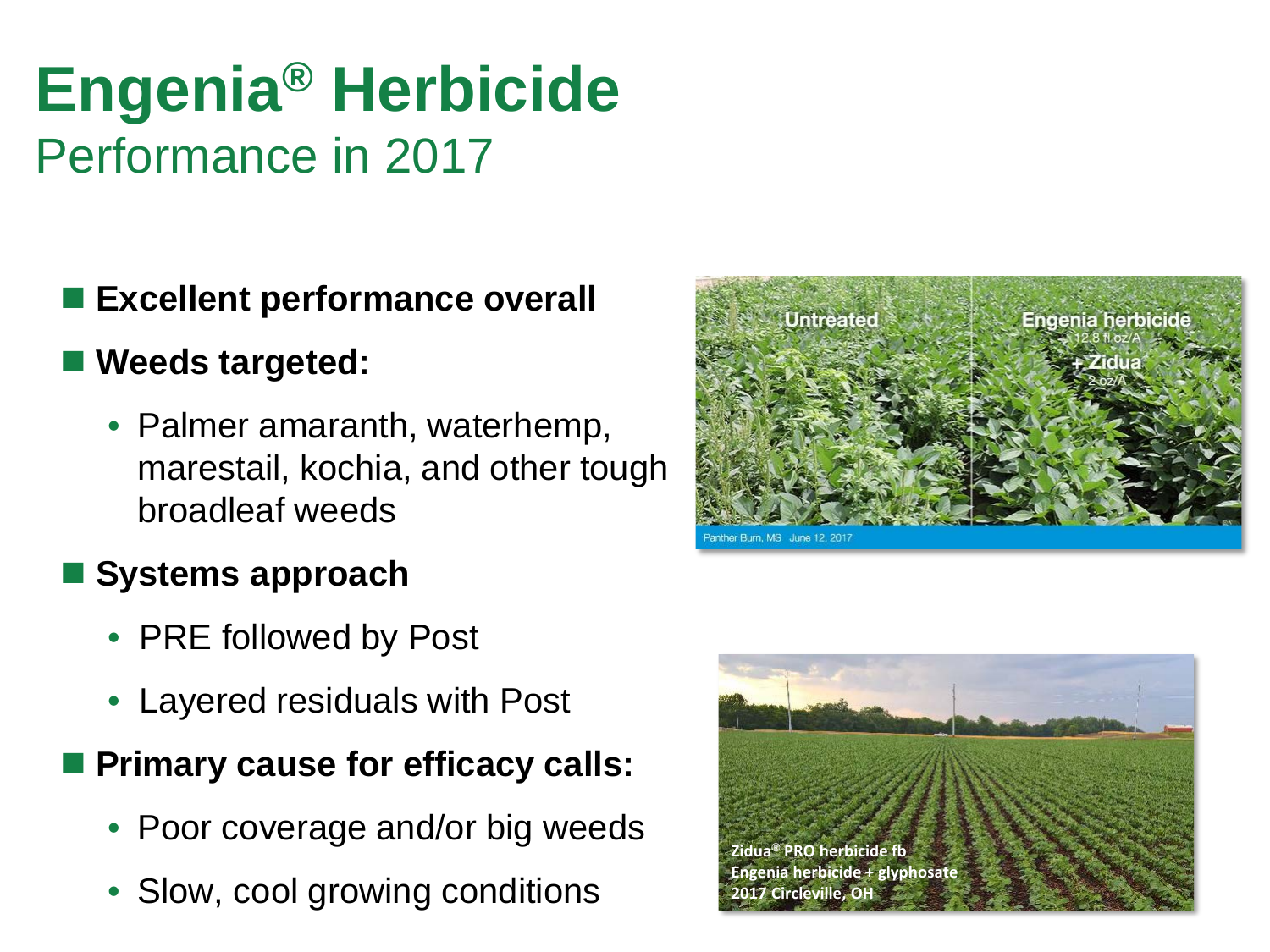# Engenia® Herbicide

## Performance in 2017

- **Excellent performance overall**
- **Weeds targeted:**
  - Palmer amaranth, waterhemp, marestail, kochia, and other tough broadleaf weeds
- **Systems approach**
  - PRE followed by Post
  - Layered residuals with Post
- **Primary cause for efficacy calls:**
  - Poor coverage and/or big weeds
  - Slow, cool growing conditions

Untreated | Engenia herbicide 12.8 fl oz/A + Zidua 2 oz/A

Panther Burn, MS June 12, 2017

Zidua® PRO herbicide fb Engenia herbicide + glyphosate 2017 Circleville, OH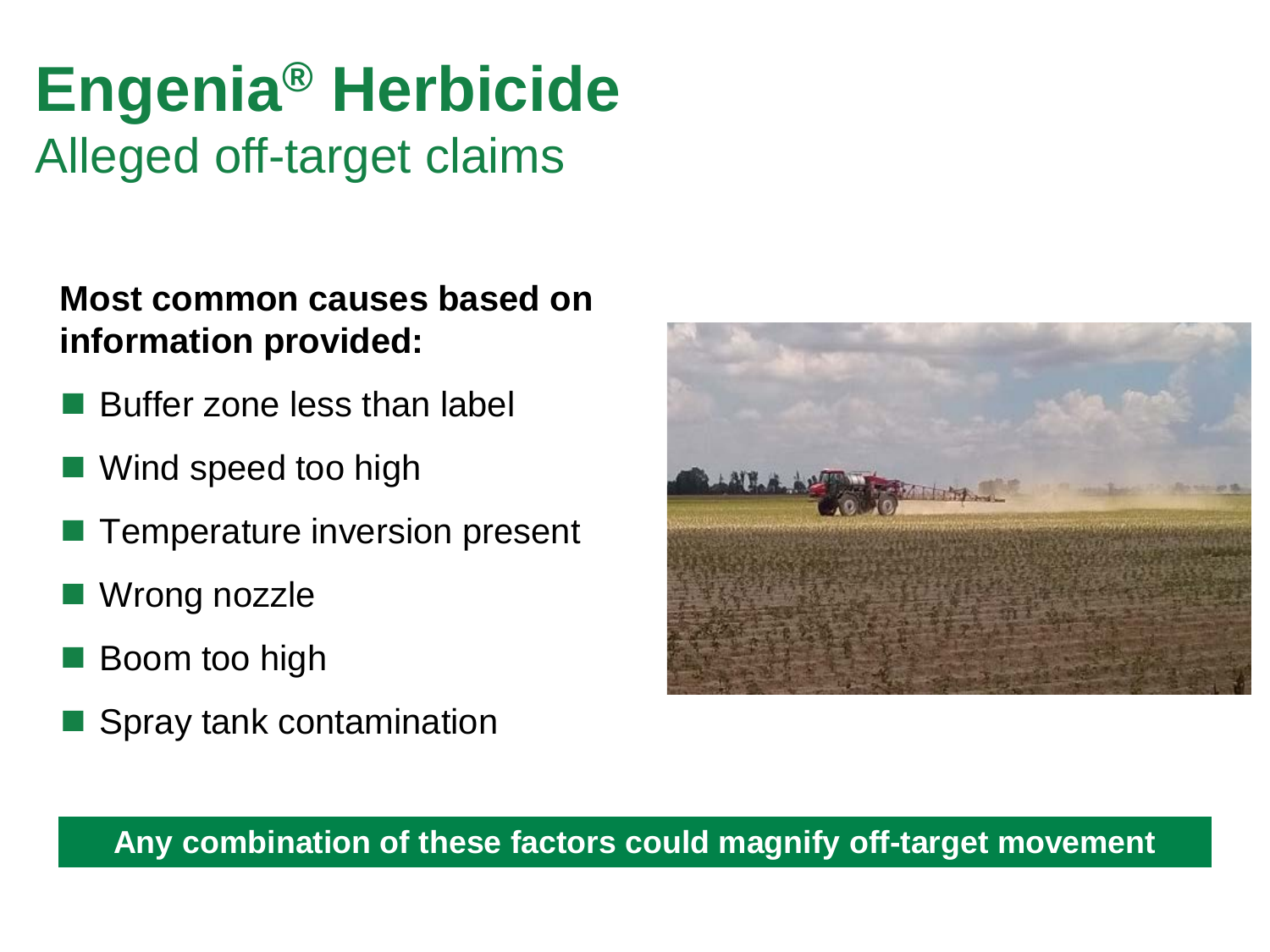# Engenia® Herbicide

## Alleged off-target claims

**Most common causes based on information provided:**

- Buffer zone less than label
- Wind speed too high
- Temperature inversion present
- Wrong nozzle
- Boom too high
- Spray tank contamination

**Any combination of these factors could magnify off-target movement**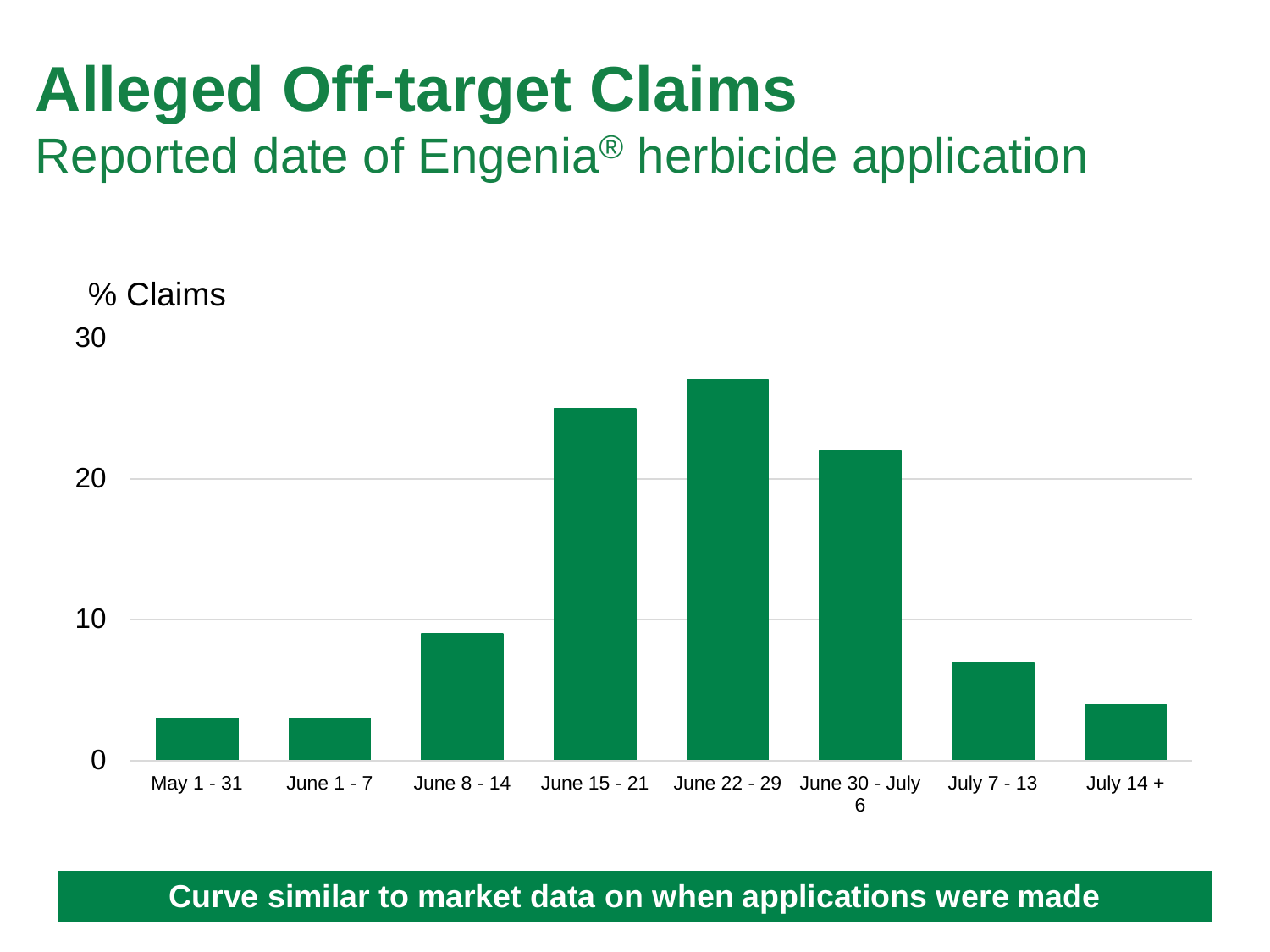# Alleged Off-target Claims

## Reported date of Engenia® herbicide application

% Claims

| Reported date of application | % Claims |
|---|---|
| May 1 - 31 | 3 |
| June 1 - 7 | 3 |
| June 8 - 14 | 9 |
| June 15 - 21 | 25 |
| June 22 - 29 | 27 |
| June 30 - July 6 | 22 |
| July 7 - 13 | 7 |
| July 14 + | 4 |

**Curve similar to market data on when applications were made**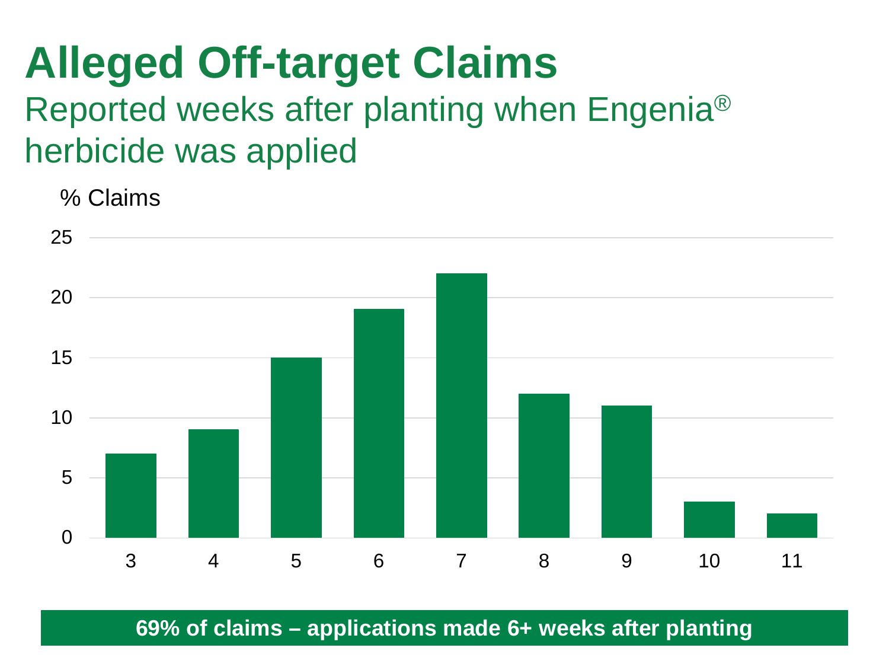# Alleged Off-target Claims

## Reported weeks after planting when Engenia® herbicide was applied

% Claims

| Weeks after planting | % Claims |
|---|---|
| 3 | 7 |
| 4 | 9 |
| 5 | 15 |
| 6 | 19 |
| 7 | 22 |
| 8 | 12 |
| 9 | 11 |
| 10 | 3 |
| 11 | 2 |

**69% of claims – applications made 6+ weeks after planting**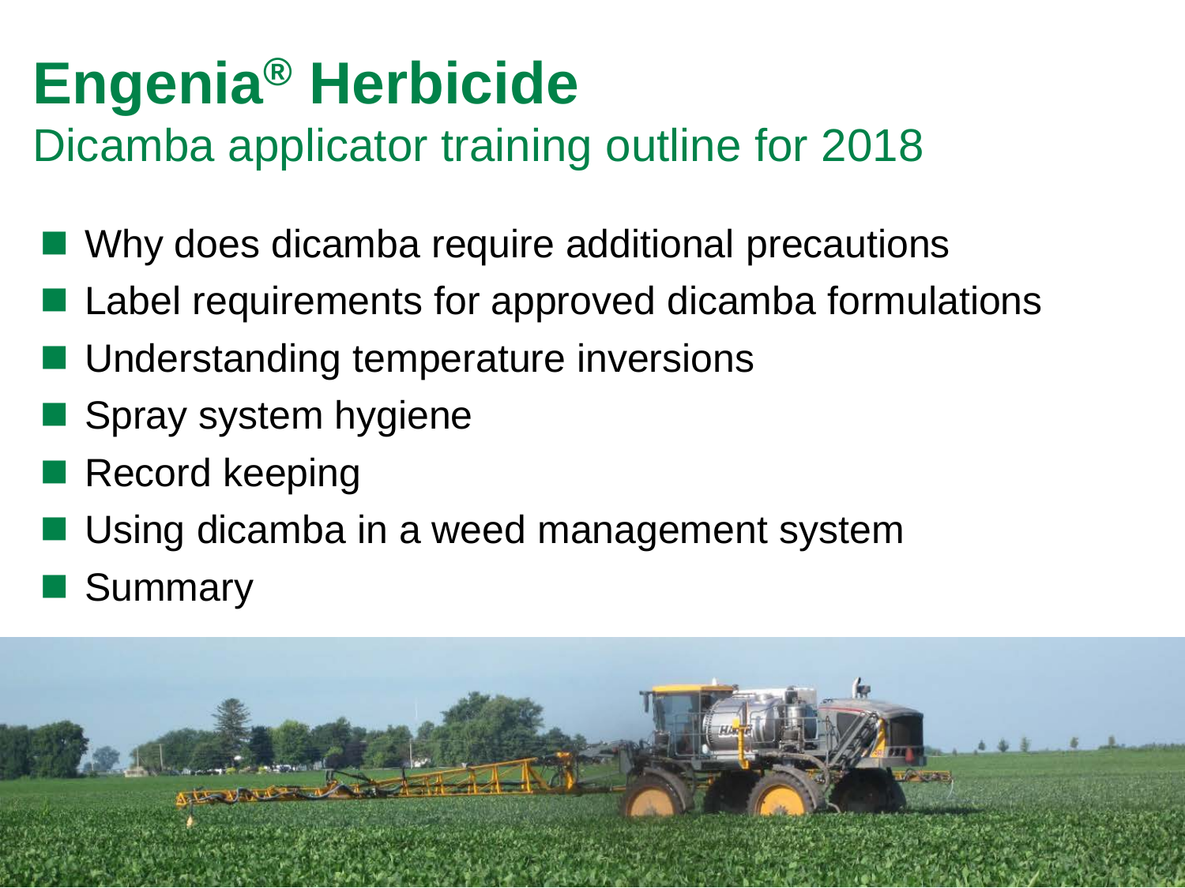# Engenia® Herbicide

## Dicamba applicator training outline for 2018

- Why does dicamba require additional precautions
- Label requirements for approved dicamba formulations
- Understanding temperature inversions
- Spray system hygiene
- Record keeping
- Using dicamba in a weed management system
- Summary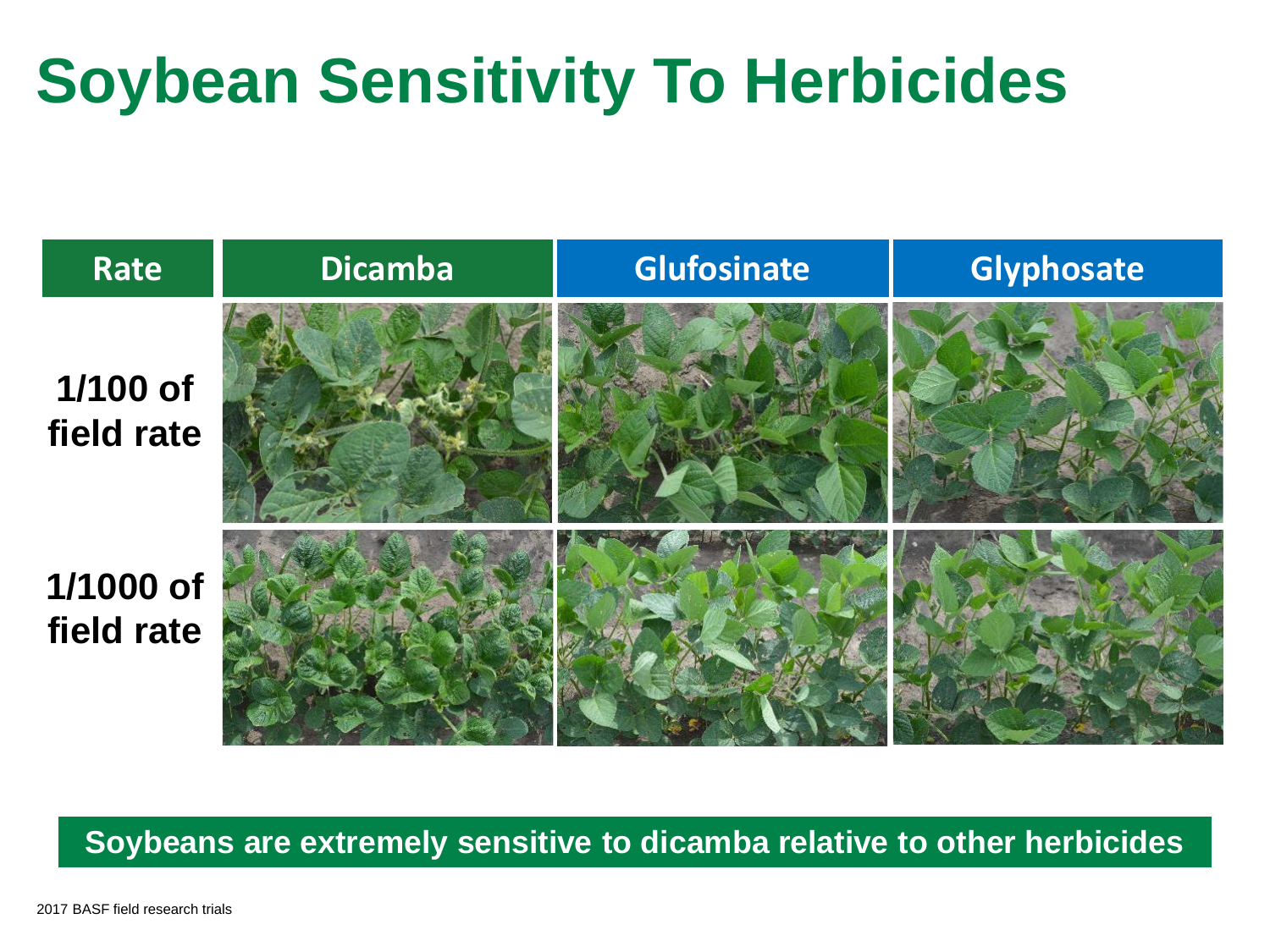# Soybean Sensitivity To Herbicides

| Rate | Dicamba | Glufosinate | Glyphosate |
|---|---|---|---|
| 1/100 of field rate | | | |
| 1/1000 of field rate | | | |

**Soybeans are extremely sensitive to dicamba relative to other herbicides**

2017 BASF field research trials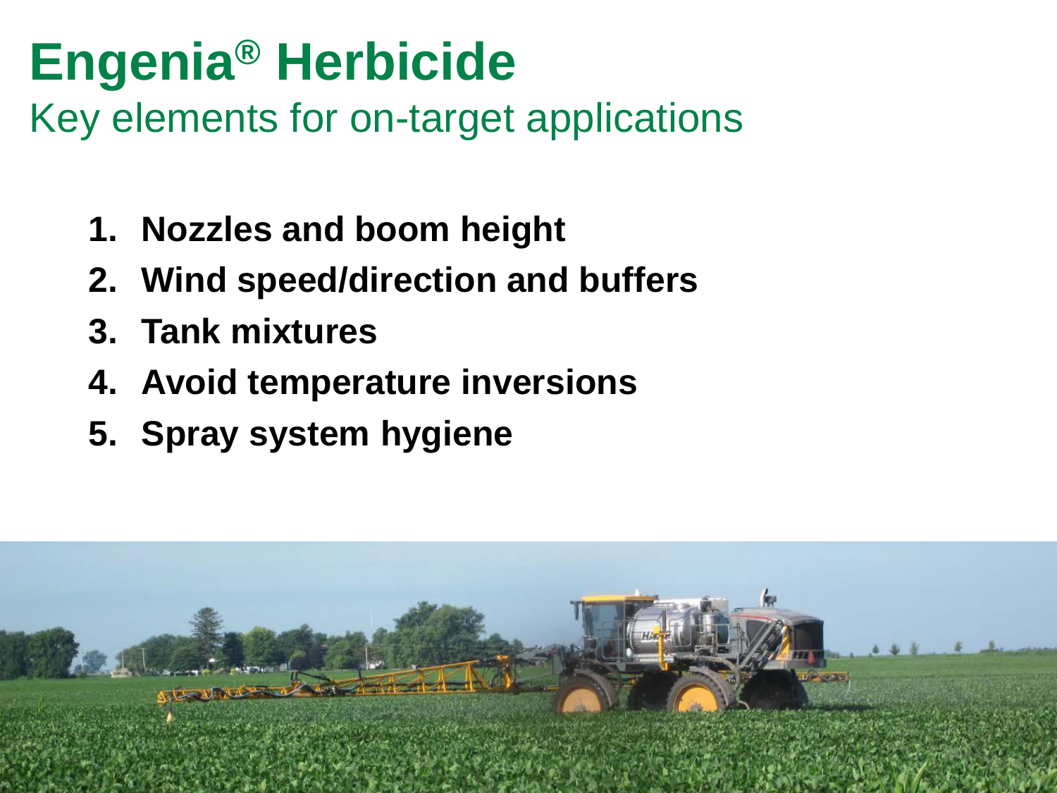# Engenia® Herbicide

## Key elements for on-target applications

1. **Nozzles and boom height**
2. **Wind speed/direction and buffers**
3. **Tank mixtures**
4. **Avoid temperature inversions**
5. **Spray system hygiene**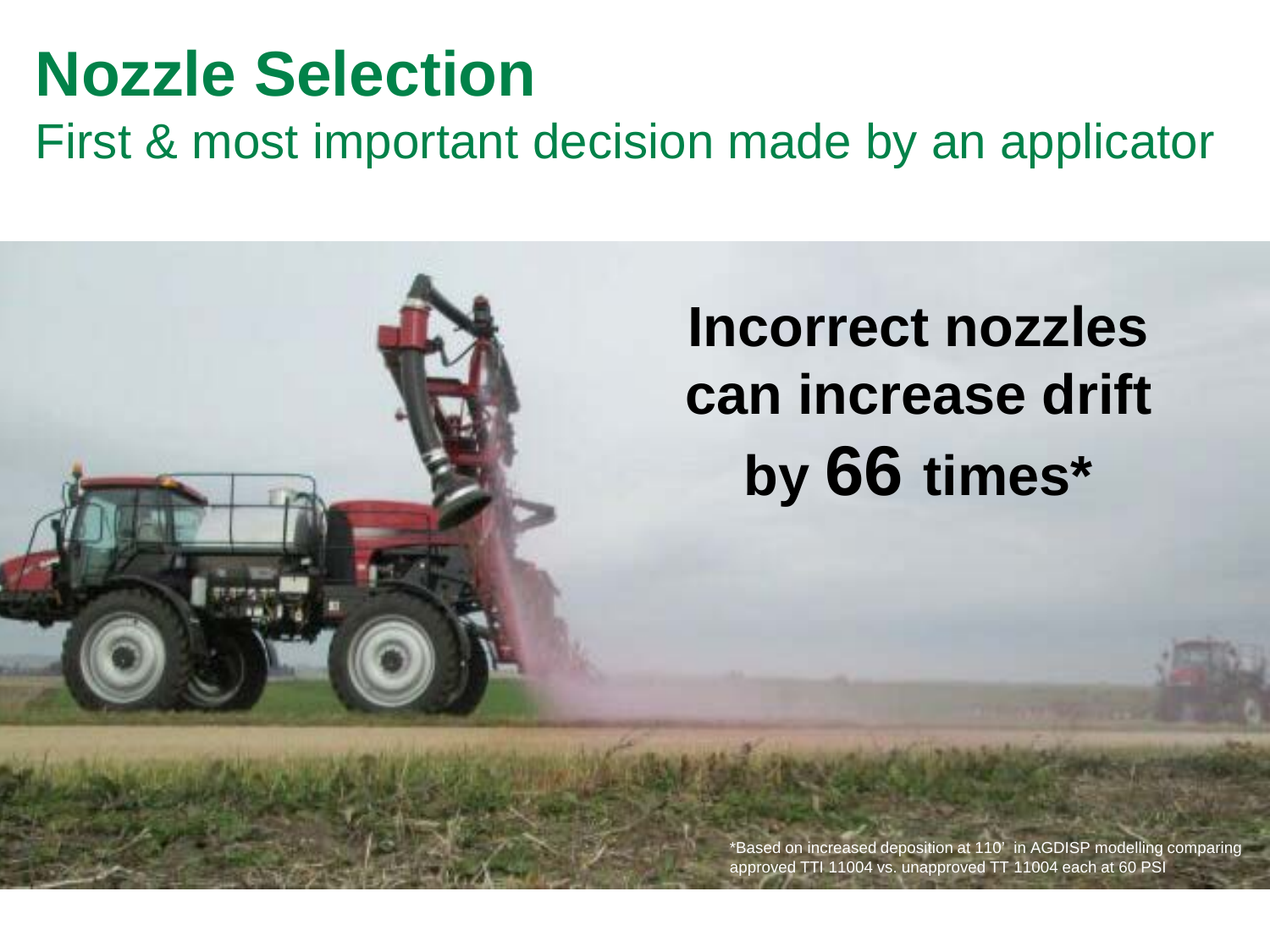# Nozzle Selection

First & most important decision made by an applicator

**Incorrect nozzles can increase drift by 66 times***

*Based on increased deposition at 110' in AGDISP modelling comparing approved TTI 11004 vs. unapproved TT 11004 each at 60 PSI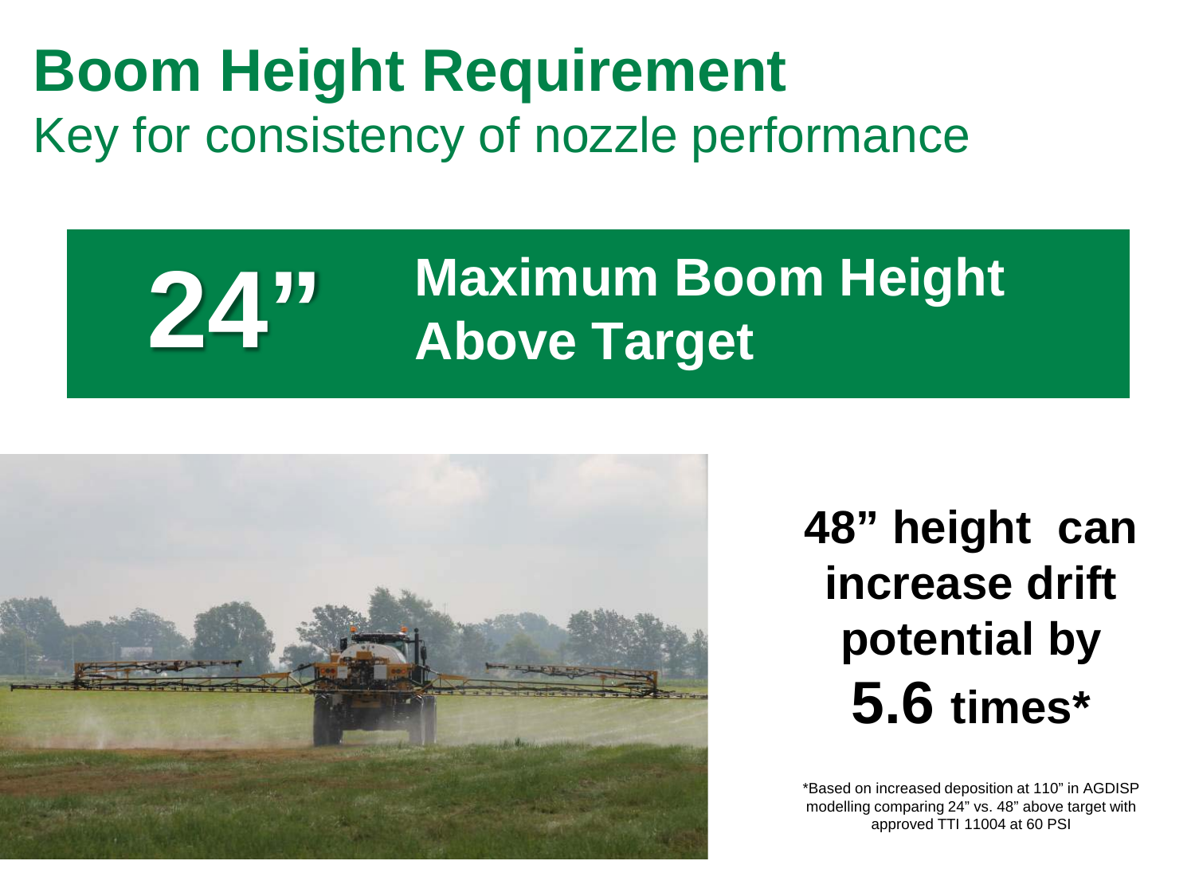# Boom Height Requirement

## Key for consistency of nozzle performance

**24”** **Maximum Boom Height Above Target**

**48” height can increase drift potential by 5.6 times***

*Based on increased deposition at 110” in AGDISP modelling comparing 24” vs. 48” above target with approved TTI 11004 at 60 PSI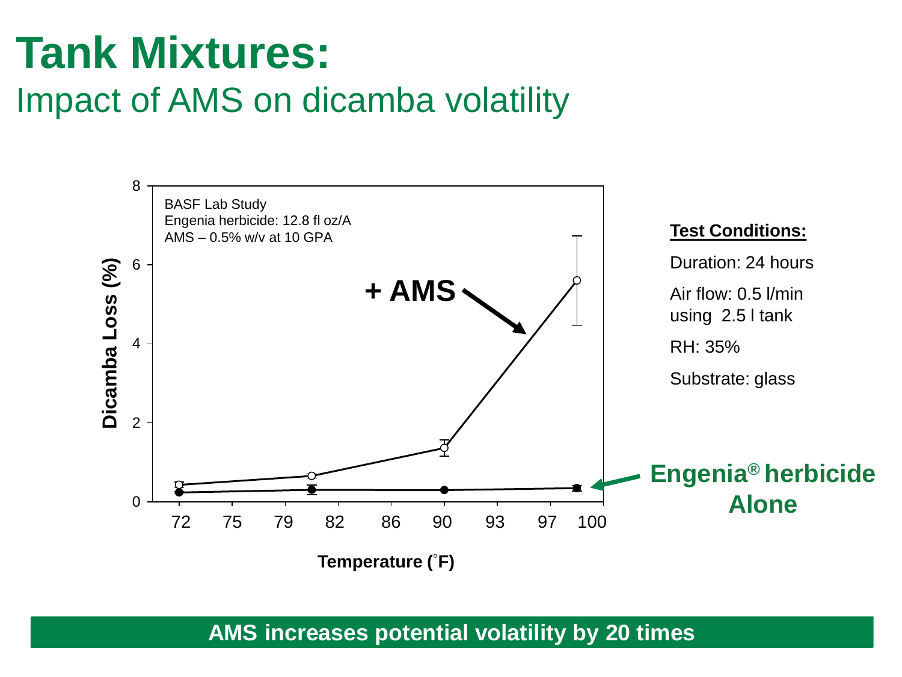# Tank Mixtures:

## Impact of AMS on dicamba volatility

BASF Lab Study
Engenia herbicide: 12.8 fl oz/A
AMS – 0.5% w/v at 10 GPA

Dicamba Loss (%)

Temperature (˚F)

+ AMS

Engenia® herbicide Alone

**Test Conditions:**

Duration: 24 hours

Air flow: 0.5 l/min using 2.5 l tank

RH: 35%

Substrate: glass

**AMS increases potential volatility by 20 times**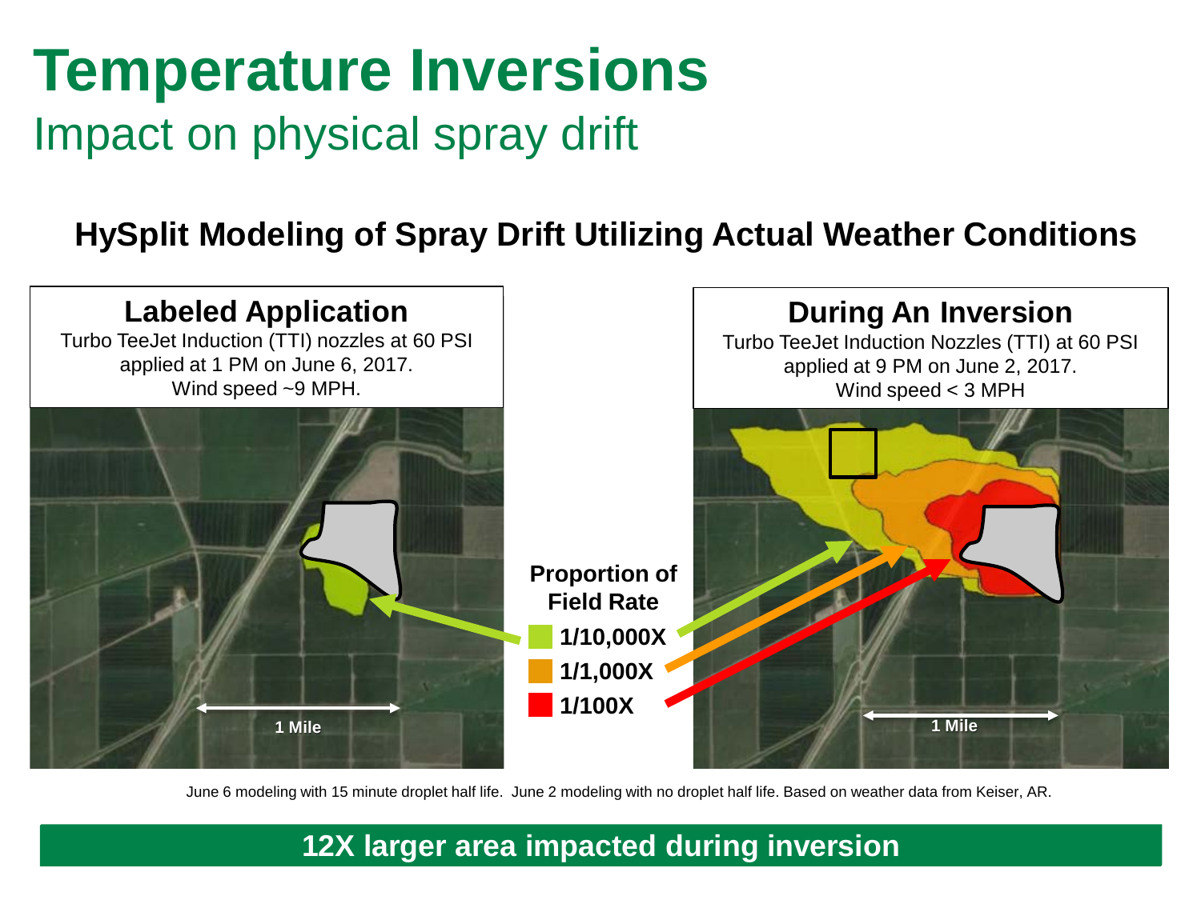# Temperature Inversions

## Impact on physical spray drift

### HySplit Modeling of Spray Drift Utilizing Actual Weather Conditions

**Labeled Application**

Turbo TeeJet Induction (TTI) nozzles at 60 PSI applied at 1 PM on June 6, 2017. Wind speed ~9 MPH.

1 Mile

**During An Inversion**

Turbo TeeJet Induction Nozzles (TTI) at 60 PSI applied at 9 PM on June 2, 2017. Wind speed < 3 MPH

1 Mile

**Proportion of Field Rate**

- **1/10,000X**
- **1/1,000X**
- **1/100X**

June 6 modeling with 15 minute droplet half life. June 2 modeling with no droplet half life. Based on weather data from Keiser, AR.

**12X larger area impacted during inversion**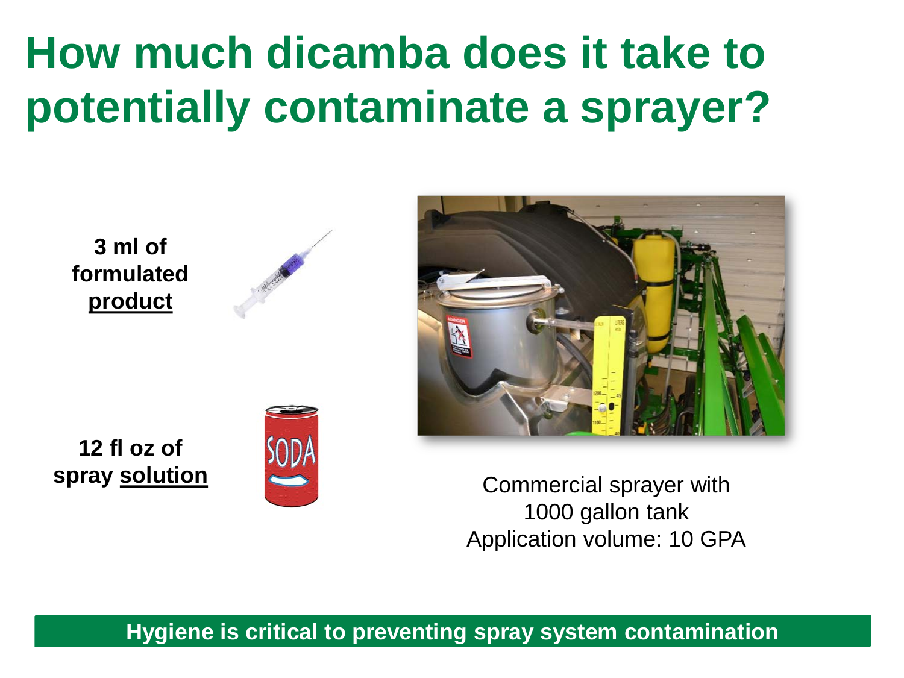# How much dicamba does it take to potentially contaminate a sprayer?

**3 ml of formulated <u>product</u>**

**12 fl oz of spray <u>solution</u>**

Commercial sprayer with
1000 gallon tank
Application volume: 10 GPA

**Hygiene is critical to preventing spray system contamination**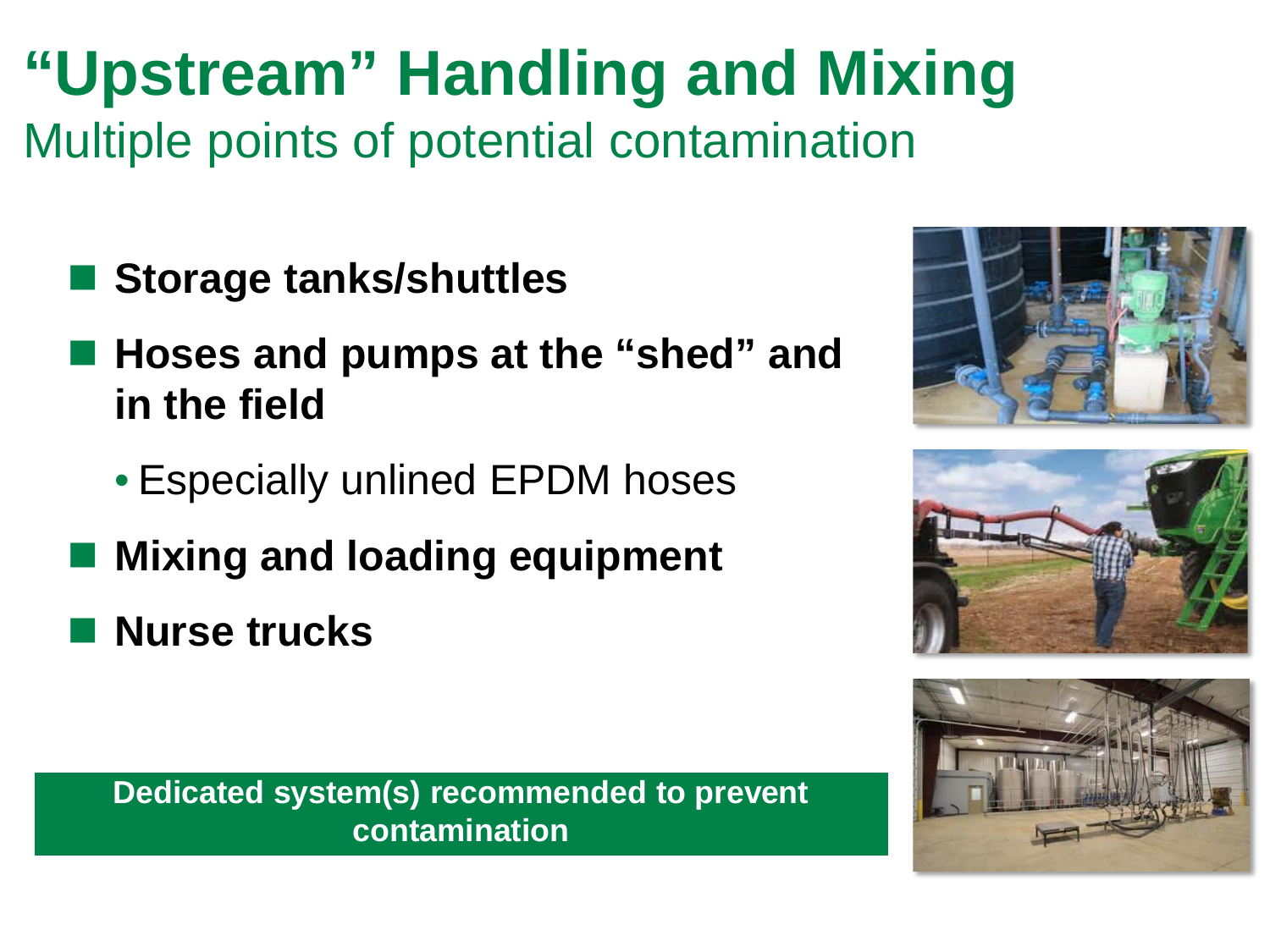# "Upstream" Handling and Mixing

## Multiple points of potential contamination

- **Storage tanks/shuttles**
- **Hoses and pumps at the "shed" and in the field**
  - Especially unlined EPDM hoses
- **Mixing and loading equipment**
- **Nurse trucks**

**Dedicated system(s) recommended to prevent contamination**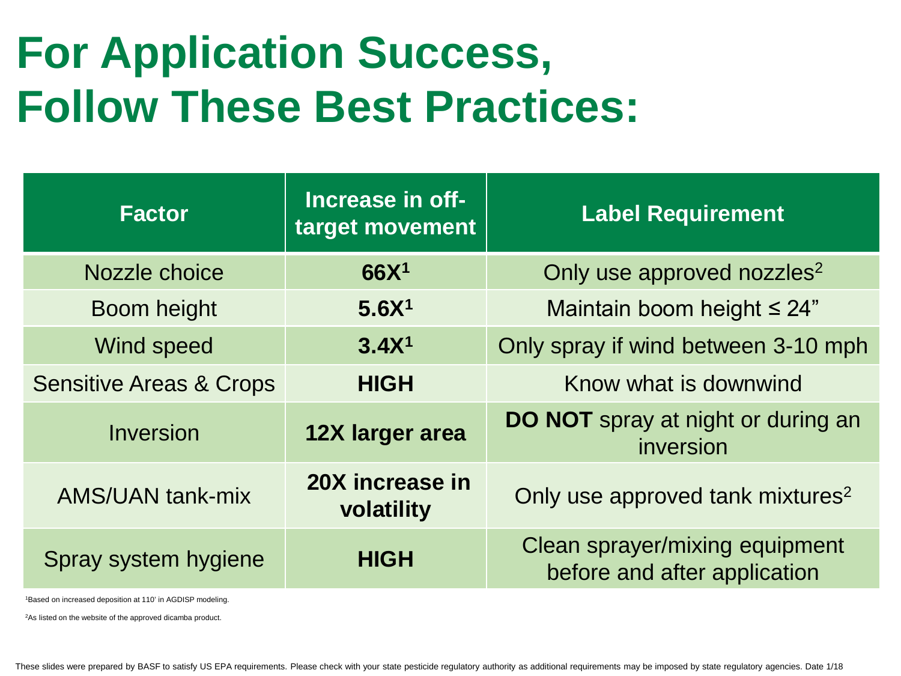# For Application Success, Follow These Best Practices:

| Factor | Increase in off-target movement | Label Requirement |
|---|---|---|
| Nozzle choice | **66X[1]** | Only use approved nozzles[2] |
| Boom height | **5.6X[1]** | Maintain boom height ≤ 24" |
| Wind speed | **3.4X[1]** | Only spray if wind between 3-10 mph |
| Sensitive Areas & Crops | **HIGH** | Know what is downwind |
| Inversion | **12X larger area** | **DO NOT** spray at night or during an inversion |
| AMS/UAN tank-mix | **20X increase in volatility** | Only use approved tank mixtures[2] |
| Spray system hygiene | **HIGH** | Clean sprayer/mixing equipment before and after application |

[1]Based on increased deposition at 110' in AGDISP modeling.

[2]As listed on the website of the approved dicamba product.

These slides were prepared by BASF to satisfy US EPA requirements. Please check with your state pesticide regulatory authority as additional requirements may be imposed by state regulatory agencies. Date 1/18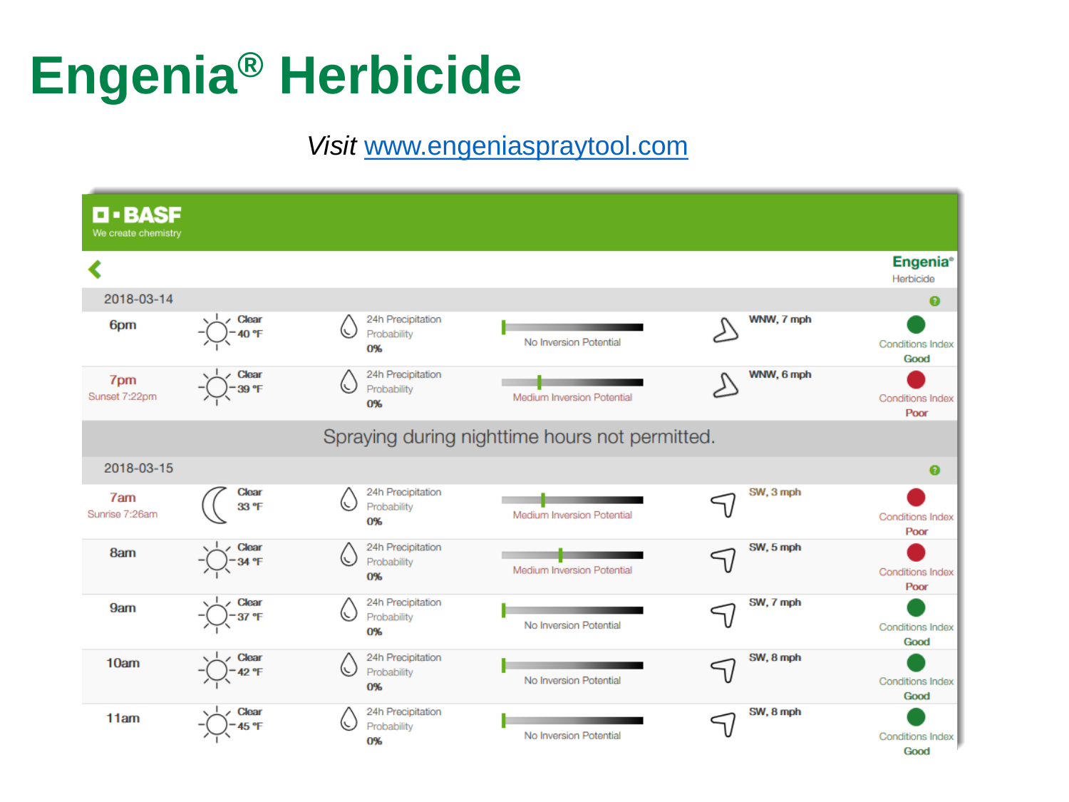# Engenia® Herbicide

*Visit* www.engeniaspraytool.com

**BASF** We create chemistry

**Engenia®** Herbicide

**2018-03-14**

| Time | Sky | Temp | 24h Precipitation Probability | Inversion | Wind | Conditions Index |
|---|---|---|---|---|---|---|
| 6pm | Clear | 40 °F | 0% | No Inversion Potential | WNW, 7 mph | Good |
| 7pm Sunset 7:22pm | Clear | 39 °F | 0% | Medium Inversion Potential | WNW, 6 mph | Poor |

Spraying during nighttime hours not permitted.

**2018-03-15**

| Time | Sky | Temp | 24h Precipitation Probability | Inversion | Wind | Conditions Index |
|---|---|---|---|---|---|---|
| 7am Sunrise 7:26am | Clear | 33 °F | 0% | Medium Inversion Potential | SW, 3 mph | Poor |
| 8am | Clear | 34 °F | 0% | Medium Inversion Potential | SW, 5 mph | Poor |
| 9am | Clear | 37 °F | 0% | No Inversion Potential | SW, 7 mph | Good |
| 10am | Clear | 42 °F | 0% | No Inversion Potential | SW, 8 mph | Good |
| 11am | Clear | 45 °F | 0% | No Inversion Potential | SW, 8 mph | Good |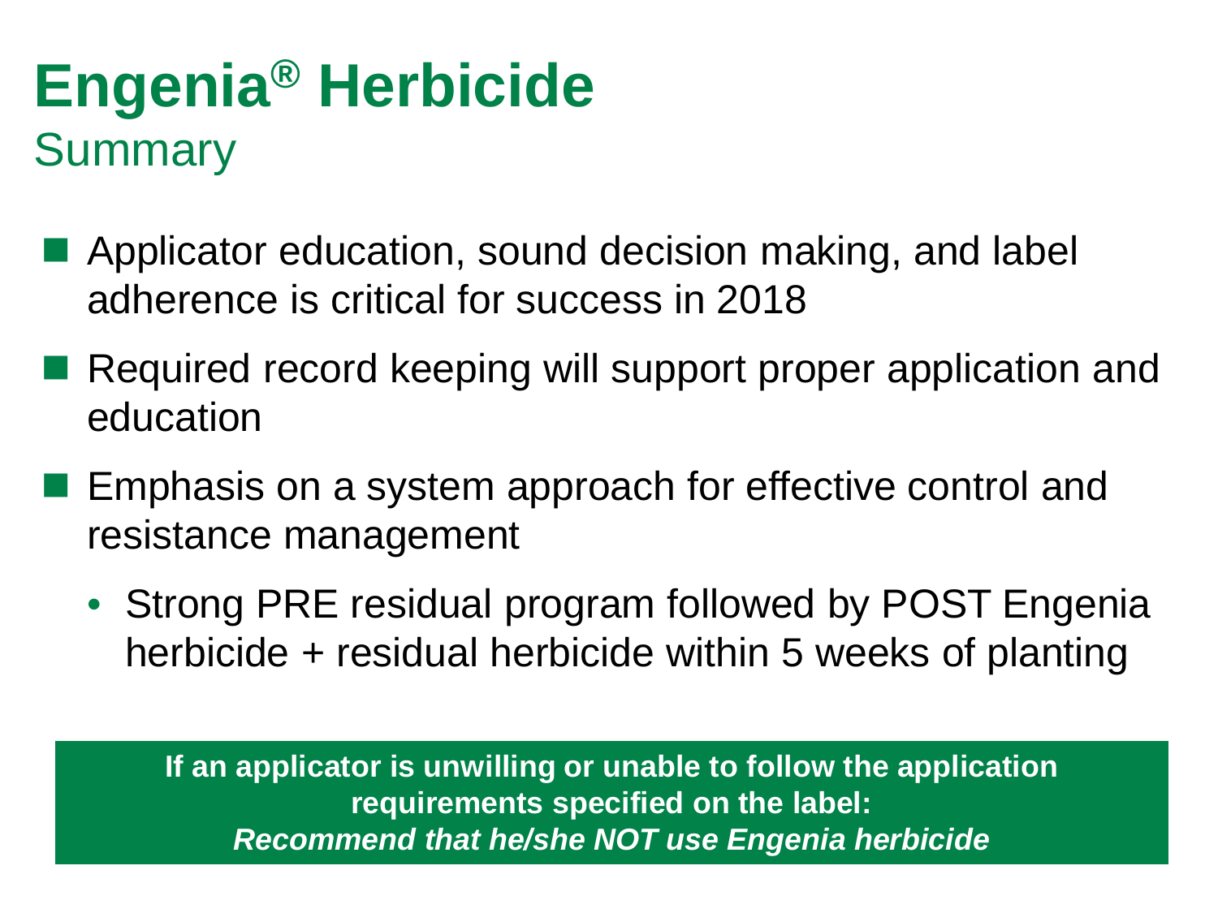# Engenia® Herbicide

## Summary

- Applicator education, sound decision making, and label adherence is critical for success in 2018
- Required record keeping will support proper application and education
- Emphasis on a system approach for effective control and resistance management
  - Strong PRE residual program followed by POST Engenia herbicide + residual herbicide within 5 weeks of planting

**If an applicator is unwilling or unable to follow the application requirements specified on the label:**
***Recommend that he/she NOT use Engenia herbicide***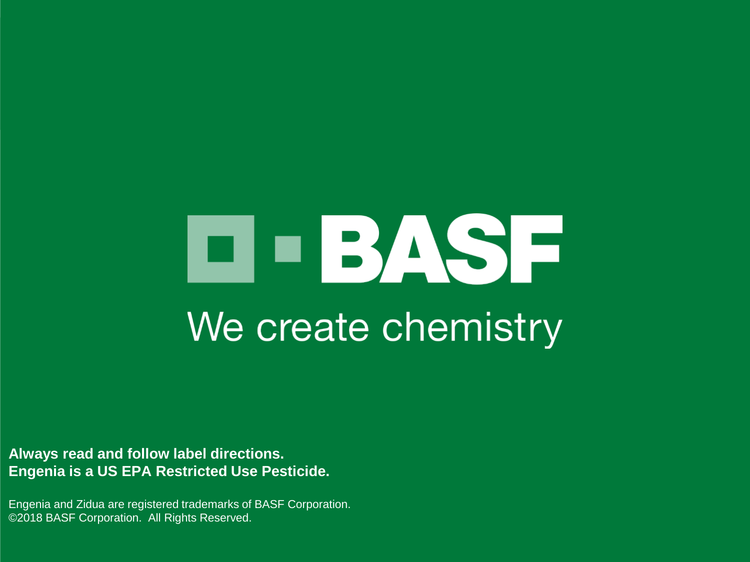BASF

We create chemistry

**Always read and follow label directions.**
**Engenia is a US EPA Restricted Use Pesticide.**

Engenia and Zidua are registered trademarks of BASF Corporation.
©2018 BASF Corporation. All Rights Reserved.